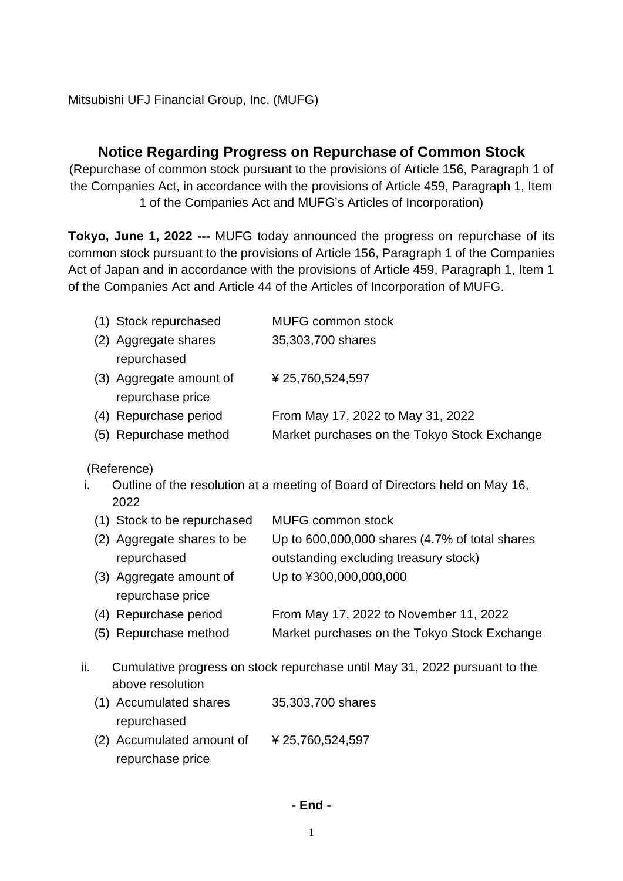Mitsubishi UFJ Financial Group, Inc. (MUFG)

## Notice Regarding Progress on Repurchase of Common Stock

(Repurchase of common stock pursuant to the provisions of Article 156, Paragraph 1 of the Companies Act, in accordance with the provisions of Article 459, Paragraph 1, Item 1 of the Companies Act and MUFG's Articles of Incorporation)

**Tokyo, June 1, 2022 ---** MUFG today announced the progress on repurchase of its common stock pursuant to the provisions of Article 156, Paragraph 1 of the Companies Act of Japan and in accordance with the provisions of Article 459, Paragraph 1, Item 1 of the Companies Act and Article 44 of the Articles of Incorporation of MUFG.

| | |
|---|---|
| (1) Stock repurchased | MUFG common stock |
| (2) Aggregate shares repurchased | 35,303,700 shares |
| (3) Aggregate amount of repurchase price | ¥ 25,760,524,597 |
| (4) Repurchase period | From May 17, 2022 to May 31, 2022 |
| (5) Repurchase method | Market purchases on the Tokyo Stock Exchange |

(Reference)

i. Outline of the resolution at a meeting of Board of Directors held on May 16, 2022

| | |
|---|---|
| (1) Stock to be repurchased | MUFG common stock |
| (2) Aggregate shares to be repurchased | Up to 600,000,000 shares (4.7% of total shares outstanding excluding treasury stock) |
| (3) Aggregate amount of repurchase price | Up to ¥300,000,000,000 |
| (4) Repurchase period | From May 17, 2022 to November 11, 2022 |
| (5) Repurchase method | Market purchases on the Tokyo Stock Exchange |

ii. Cumulative progress on stock repurchase until May 31, 2022 pursuant to the above resolution

| | |
|---|---|
| (1) Accumulated shares repurchased | 35,303,700 shares |
| (2) Accumulated amount of repurchase price | ¥ 25,760,524,597 |

**- End -**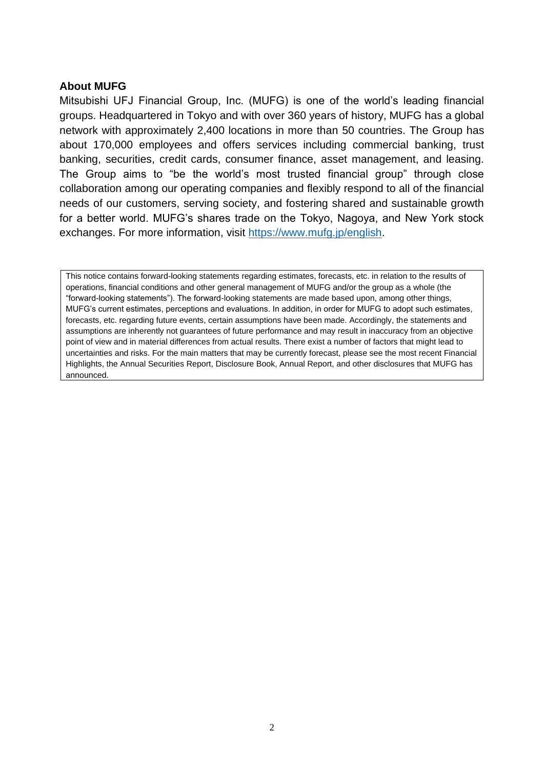**About MUFG**

Mitsubishi UFJ Financial Group, Inc. (MUFG) is one of the world's leading financial groups. Headquartered in Tokyo and with over 360 years of history, MUFG has a global network with approximately 2,400 locations in more than 50 countries. The Group has about 170,000 employees and offers services including commercial banking, trust banking, securities, credit cards, consumer finance, asset management, and leasing. The Group aims to "be the world's most trusted financial group" through close collaboration among our operating companies and flexibly respond to all of the financial needs of our customers, serving society, and fostering shared and sustainable growth for a better world. MUFG's shares trade on the Tokyo, Nagoya, and New York stock exchanges. For more information, visit https://www.mufg.jp/english.

This notice contains forward-looking statements regarding estimates, forecasts, etc. in relation to the results of operations, financial conditions and other general management of MUFG and/or the group as a whole (the "forward-looking statements"). The forward-looking statements are made based upon, among other things, MUFG's current estimates, perceptions and evaluations. In addition, in order for MUFG to adopt such estimates, forecasts, etc. regarding future events, certain assumptions have been made. Accordingly, the statements and assumptions are inherently not guarantees of future performance and may result in inaccuracy from an objective point of view and in material differences from actual results. There exist a number of factors that might lead to uncertainties and risks. For the main matters that may be currently forecast, please see the most recent Financial Highlights, the Annual Securities Report, Disclosure Book, Annual Report, and other disclosures that MUFG has announced.